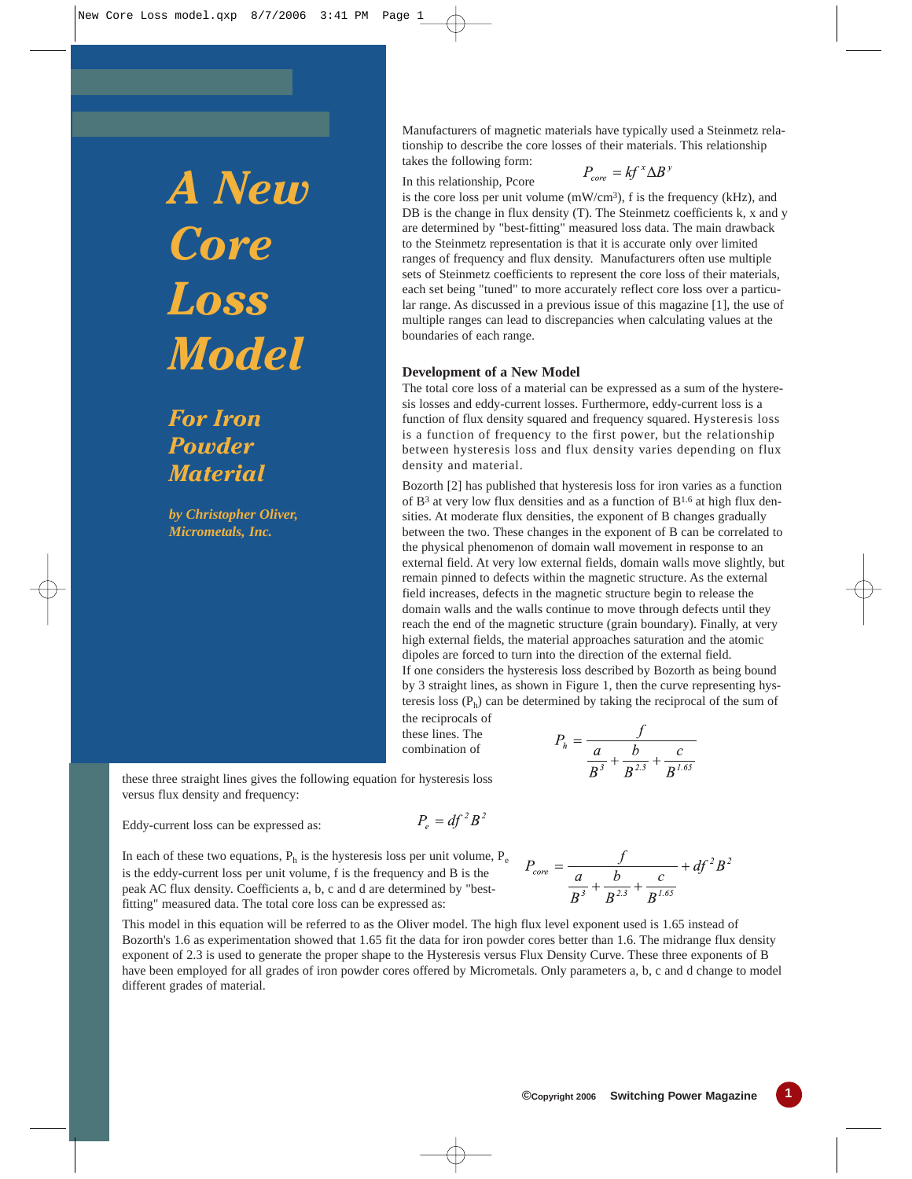# A New Core Loss Model

## For Iron Powder Material

*by Christopher Oliver, Micrometals, Inc.*

Manufacturers of magnetic materials have typically used a Steinmetz relationship to describe the core losses of their materials. This relationship takes the following form:

$$P_{core} = kf^{x}\Delta B^{y}$$

In this relationship, Pcore is the core loss per unit volume (mW/cm[3]), f is the frequency (kHz), and DB is the change in flux density (T). The Steinmetz coefficients k, x and y are determined by "best-fitting" measured loss data. The main drawback to the Steinmetz representation is that it is accurate only over limited ranges of frequency and flux density. Manufacturers often use multiple sets of Steinmetz coefficients to represent the core loss of their materials, each set being "tuned" to more accurately reflect core loss over a particular range. As discussed in a previous issue of this magazine [1], the use of multiple ranges can lead to discrepancies when calculating values at the boundaries of each range.

### Development of a New Model

The total core loss of a material can be expressed as a sum of the hysteresis losses and eddy-current losses. Furthermore, eddy-current loss is a function of flux density squared and frequency squared. Hysteresis loss is a function of frequency to the first power, but the relationship between hysteresis loss and flux density varies depending on flux density and material.

Bozorth [2] has published that hysteresis loss for iron varies as a function of $B^3$ at very low flux densities and as a function of $B^{1.6}$ at high flux densities. At moderate flux densities, the exponent of B changes gradually between the two. These changes in the exponent of B can be correlated to the physical phenomenon of domain wall movement in response to an external field. At very low external fields, domain walls move slightly, but remain pinned to defects within the magnetic structure. As the external field increases, defects in the magnetic structure begin to release the domain walls and the walls continue to move through defects until they reach the end of the magnetic structure (grain boundary). Finally, at very high external fields, the material approaches saturation and the atomic dipoles are forced to turn into the direction of the external field.

If one considers the hysteresis loss described by Bozorth as being bound by 3 straight lines, as shown in Figure 1, then the curve representing hysteresis loss ($P_h$) can be determined by taking the reciprocal of the sum of the reciprocals of these lines. The combination of these three straight lines gives the following equation for hysteresis loss versus flux density and frequency:

$$P_h = \frac{f}{\frac{a}{B^3} + \frac{b}{B^{2.3}} + \frac{c}{B^{1.65}}}$$

Eddy-current loss can be expressed as:

$$P_e = df^2B^2$$

In each of these two equations, $P_h$ is the hysteresis loss per unit volume, $P_e$ is the eddy-current loss per unit volume, f is the frequency and B is the peak AC flux density. Coefficients a, b, c and d are determined by "best-fitting" measured data. The total core loss can be expressed as:

$$P_{core} = \frac{f}{\frac{a}{B^3} + \frac{b}{B^{2.3}} + \frac{c}{B^{1.65}}} + df^2B^2$$

This model in this equation will be referred to as the Oliver model. The high flux level exponent used is 1.65 instead of Bozorth's 1.6 as experimentation showed that 1.65 fit the data for iron powder cores better than 1.6. The midrange flux density exponent of 2.3 is used to generate the proper shape to the Hysteresis versus Flux Density Curve. These three exponents of B have been employed for all grades of iron powder cores offered by Micrometals. Only parameters a, b, c and d change to model different grades of material.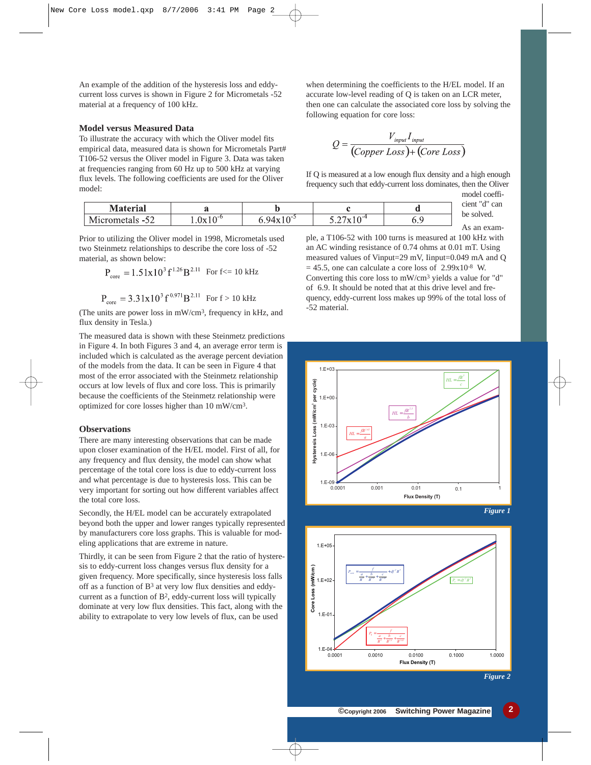An example of the addition of the hysteresis loss and eddy-current loss curves is shown in Figure 2 for Micrometals -52 material at a frequency of 100 kHz.

## Model versus Measured Data

To illustrate the accuracy with which the Oliver model fits empirical data, measured data is shown for Micrometals Part# T106-52 versus the Oliver model in Figure 3. Data was taken at frequencies ranging from 60 Hz up to 500 kHz at varying flux levels. The following coefficients are used for the Oliver model:

| Material | a | b | c | d |
|---|---|---|---|---|
| Micrometals -52 | $1.0\text{x}10^{-6}$ | $6.94\text{x}10^{-5}$ | $5.27\text{x}10^{-4}$ | 6.9 |

Prior to utilizing the Oliver model in 1998, Micrometals used two Steinmetz relationships to describe the core loss of -52 material, as shown below:

$$P_{core} = 1.51\text{x}10^{3} f^{1.26} B^{2.11} \quad \text{For f<= 10 kHz}$$

$$P_{core} = 3.31\text{x}10^{3} f^{0.971} B^{2.11} \quad \text{For f > 10 kHz}$$

(The units are power loss in mW/cm³, frequency in kHz, and flux density in Tesla.)

The measured data is shown with these Steinmetz predictions in Figure 4. In both Figures 3 and 4, an average error term is included which is calculated as the average percent deviation of the models from the data. It can be seen in Figure 4 that most of the error associated with the Steinmetz relationship occurs at low levels of flux and core loss. This is primarily because the coefficients of the Steinmetz relationship were optimized for core losses higher than 10 mW/cm³.

## Observations

There are many interesting observations that can be made upon closer examination of the H/EL model. First of all, for any frequency and flux density, the model can show what percentage of the total core loss is due to eddy-current loss and what percentage is due to hysteresis loss. This can be very important for sorting out how different variables affect the total core loss.

Secondly, the H/EL model can be accurately extrapolated beyond both the upper and lower ranges typically represented by manufacturers core loss graphs. This is valuable for modeling applications that are extreme in nature.

Thirdly, it can be seen from Figure 2 that the ratio of hysteresis to eddy-current loss changes versus flux density for a given frequency. More specifically, since hysteresis loss falls off as a function of $B^3$ at very low flux densities and eddy-current as a function of $B^2$, eddy-current loss will typically dominate at very low flux densities. This fact, along with the ability to extrapolate to very low levels of flux, can be used when determining the coefficients to the H/EL model. If an accurate low-level reading of Q is taken on an LCR meter, then one can calculate the associated core loss by solving the following equation for core loss:

$$Q = \frac{V_{input} I_{input}}{(Copper\ Loss) + (Core\ Loss)}$$

If Q is measured at a low enough flux density and a high enough frequency such that eddy-current loss dominates, then the Oliver model coefficient "d" can be solved.

As an example, a T106-52 with 100 turns is measured at 100 kHz with an AC winding resistance of 0.74 ohms at 0.01 mT. Using measured values of Vinput=29 mV, Iinput=0.049 mA and Q = 45.5, one can calculate a core loss of $2.99\text{x}10^{-8}$ W. Converting this core loss to mW/cm³ yields a value for "d" of 6.9. It should be noted that at this drive level and frequency, eddy-current loss makes up 99% of the total loss of -52 material.

*Figure 1*

*Figure 2*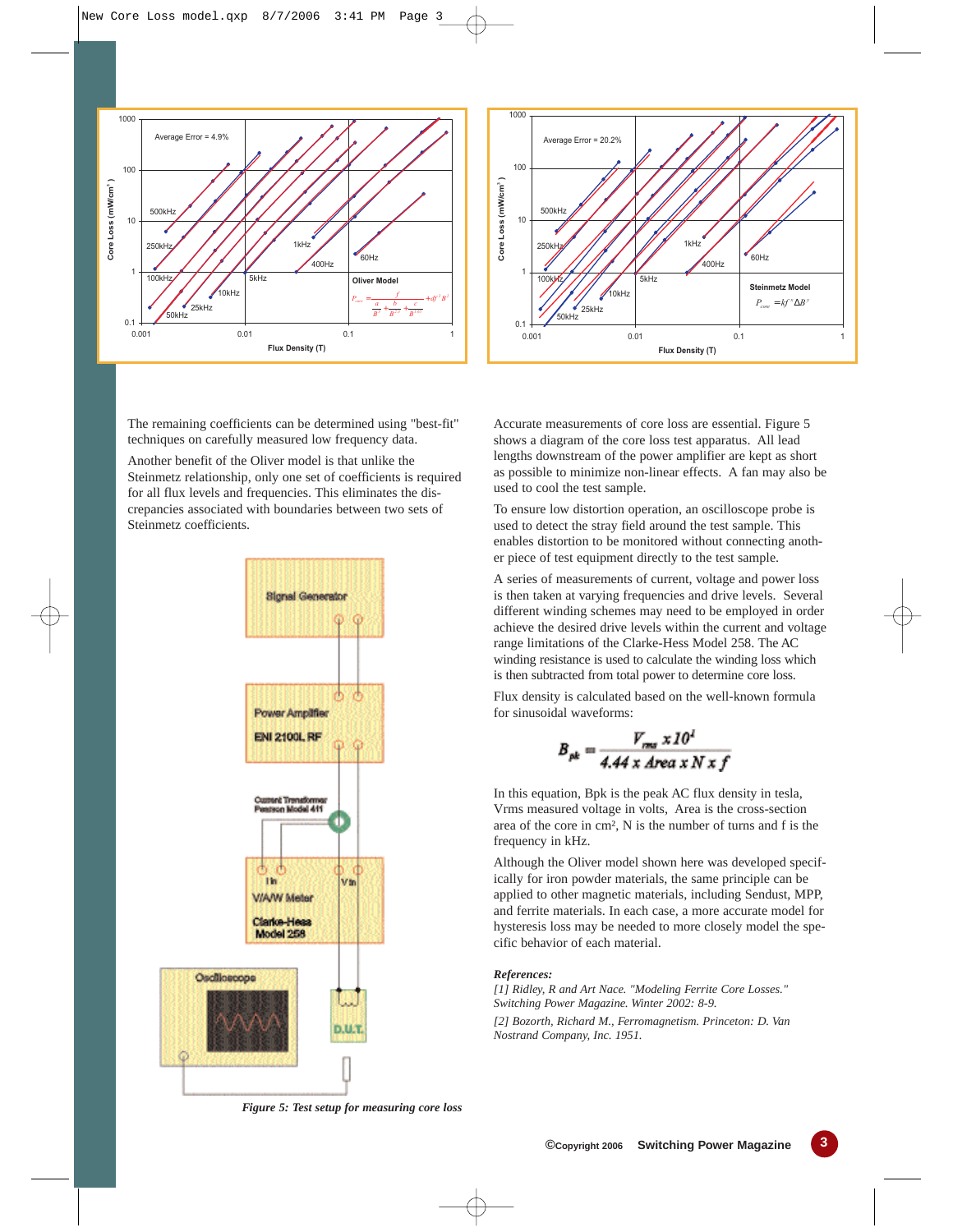Average Error = 4.9%

1000

100

10

1

0.1

Core Loss (mW/cm³)

500kHz

250kHz

100kHz

50kHz

25kHz

10kHz

5kHz

1kHz

400Hz

60Hz

0.001

0.01

0.1

1

Flux Density (T)

Oliver Model

$$P_{core} = \frac{f}{\frac{a}{B^3} + \frac{b}{B^{2.3}} + \frac{c}{B^{1.65}}} + df^2B^2$$

Average Error = 20.2%

1000

100

10

1

0.1

Core Loss (mW/cm³)

500kHz

250kHz

100kHz

50kHz

25kHz

10kHz

5kHz

1kHz

400Hz

60Hz

0.001

0.01

0.1

1

Flux Density (T)

Steinmetz Model

$$P_{core} = kf^x \Delta B^y$$

The remaining coefficients can be determined using "best-fit" techniques on carefully measured low frequency data.

Another benefit of the Oliver model is that unlike the Steinmetz relationship, only one set of coefficients is required for all flux levels and frequencies. This eliminates the discrepancies associated with boundaries between two sets of Steinmetz coefficients.

Signal Generator

Power Amplifier

ENI 2100L RF

Current Transformer Pearson Model 411

I In

V In

V/A/W Meter

Clarke-Hess Model 258

Oscilloscope

D.U.T.

*Figure 5: Test setup for measuring core loss*

Accurate measurements of core loss are essential. Figure 5 shows a diagram of the core loss test apparatus. All lead lengths downstream of the power amplifier are kept as short as possible to minimize non-linear effects. A fan may also be used to cool the test sample.

To ensure low distortion operation, an oscilloscope probe is used to detect the stray field around the test sample. This enables distortion to be monitored without connecting another piece of test equipment directly to the test sample.

A series of measurements of current, voltage and power loss is then taken at varying frequencies and drive levels. Several different winding schemes may need to be employed in order achieve the desired drive levels within the current and voltage range limitations of the Clarke-Hess Model 258. The AC winding resistance is used to calculate the winding loss which is then subtracted from total power to determine core loss.

Flux density is calculated based on the well-known formula for sinusoidal waveforms:

$$B_{pk} = \frac{V_{rms}\ x\ 10^1}{4.44\ x\ Area\ x\ N\ x\ f}$$

In this equation, Bpk is the peak AC flux density in tesla, Vrms measured voltage in volts, Area is the cross-section area of the core in cm², N is the number of turns and f is the frequency in kHz.

Although the Oliver model shown here was developed specifically for iron powder materials, the same principle can be applied to other magnetic materials, including Sendust, MPP, and ferrite materials. In each case, a more accurate model for hysteresis loss may be needed to more closely model the specific behavior of each material.

***References:***

*[1] Ridley, R and Art Nace. "Modeling Ferrite Core Losses." Switching Power Magazine. Winter 2002: 8-9.*

*[2] Bozorth, Richard M., Ferromagnetism. Princeton: D. Van Nostrand Company, Inc. 1951.*